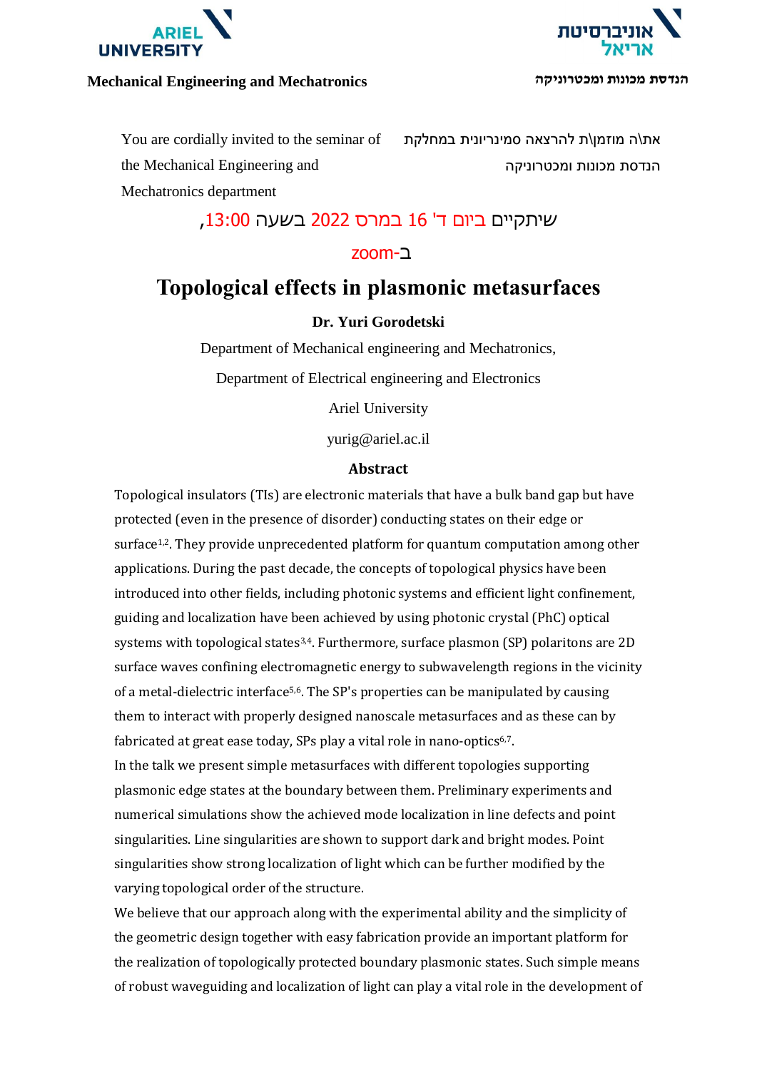ARIEL UNIVERSITY

אוניברסיטת אריאל

**Mechanical Engineering and Mechatronics**

**הנדסת מכונות ומכטרוניקה**

You are cordially invited to the seminar of the Mechanical Engineering and Mechatronics department

את\ה מוזמן\ת להרצאה סמינריונית במחלקת הנדסת מכונות ומכטרוניקה

שיתקיים ביום ד' 16 במרס 2022 בשעה 13:00,

ב-zoom

# Topological effects in plasmonic metasurfaces

**Dr. Yuri Gorodetski**

Department of Mechanical engineering and Mechatronics,

Department of Electrical engineering and Electronics

Ariel University

yurig@ariel.ac.il

## Abstract

Topological insulators (TIs) are electronic materials that have a bulk band gap but have protected (even in the presence of disorder) conducting states on their edge or surface[1,2]. They provide unprecedented platform for quantum computation among other applications. During the past decade, the concepts of topological physics have been introduced into other fields, including photonic systems and efficient light confinement, guiding and localization have been achieved by using photonic crystal (PhC) optical systems with topological states[3,4]. Furthermore, surface plasmon (SP) polaritons are 2D surface waves confining electromagnetic energy to subwavelength regions in the vicinity of a metal-dielectric interface[5,6]. The SP's properties can be manipulated by causing them to interact with properly designed nanoscale metasurfaces and as these can by fabricated at great ease today, SPs play a vital role in nano-optics[6,7].

In the talk we present simple metasurfaces with different topologies supporting plasmonic edge states at the boundary between them. Preliminary experiments and numerical simulations show the achieved mode localization in line defects and point singularities. Line singularities are shown to support dark and bright modes. Point singularities show strong localization of light which can be further modified by the varying topological order of the structure.

We believe that our approach along with the experimental ability and the simplicity of the geometric design together with easy fabrication provide an important platform for the realization of topologically protected boundary plasmonic states. Such simple means of robust waveguiding and localization of light can play a vital role in the development of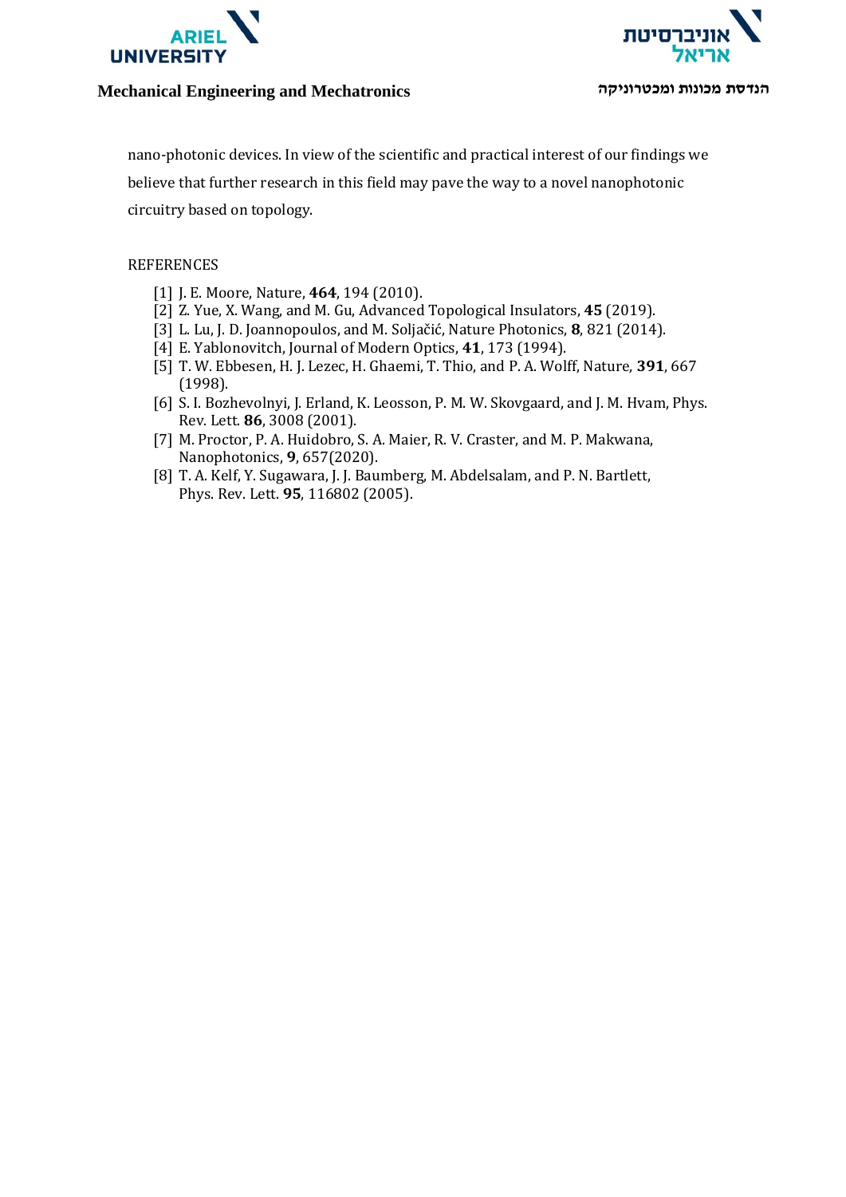nano-photonic devices. In view of the scientific and practical interest of our findings we believe that further research in this field may pave the way to a novel nanophotonic circuitry based on topology.

REFERENCES

[1] J. E. Moore, Nature, **464**, 194 (2010).
[2] Z. Yue, X. Wang, and M. Gu, Advanced Topological Insulators, **45** (2019).
[3] L. Lu, J. D. Joannopoulos, and M. Soljačić, Nature Photonics, **8**, 821 (2014).
[4] E. Yablonovitch, Journal of Modern Optics, **41**, 173 (1994).
[5] T. W. Ebbesen, H. J. Lezec, H. Ghaemi, T. Thio, and P. A. Wolff, Nature, **391**, 667 (1998).
[6] S. I. Bozhevolnyi, J. Erland, K. Leosson, P. M. W. Skovgaard, and J. M. Hvam, Phys. Rev. Lett. **86**, 3008 (2001).
[7] M. Proctor, P. A. Huidobro, S. A. Maier, R. V. Craster, and M. P. Makwana, Nanophotonics, **9**, 657(2020).
[8] T. A. Kelf, Y. Sugawara, J. J. Baumberg, M. Abdelsalam, and P. N. Bartlett, Phys. Rev. Lett. **95**, 116802 (2005).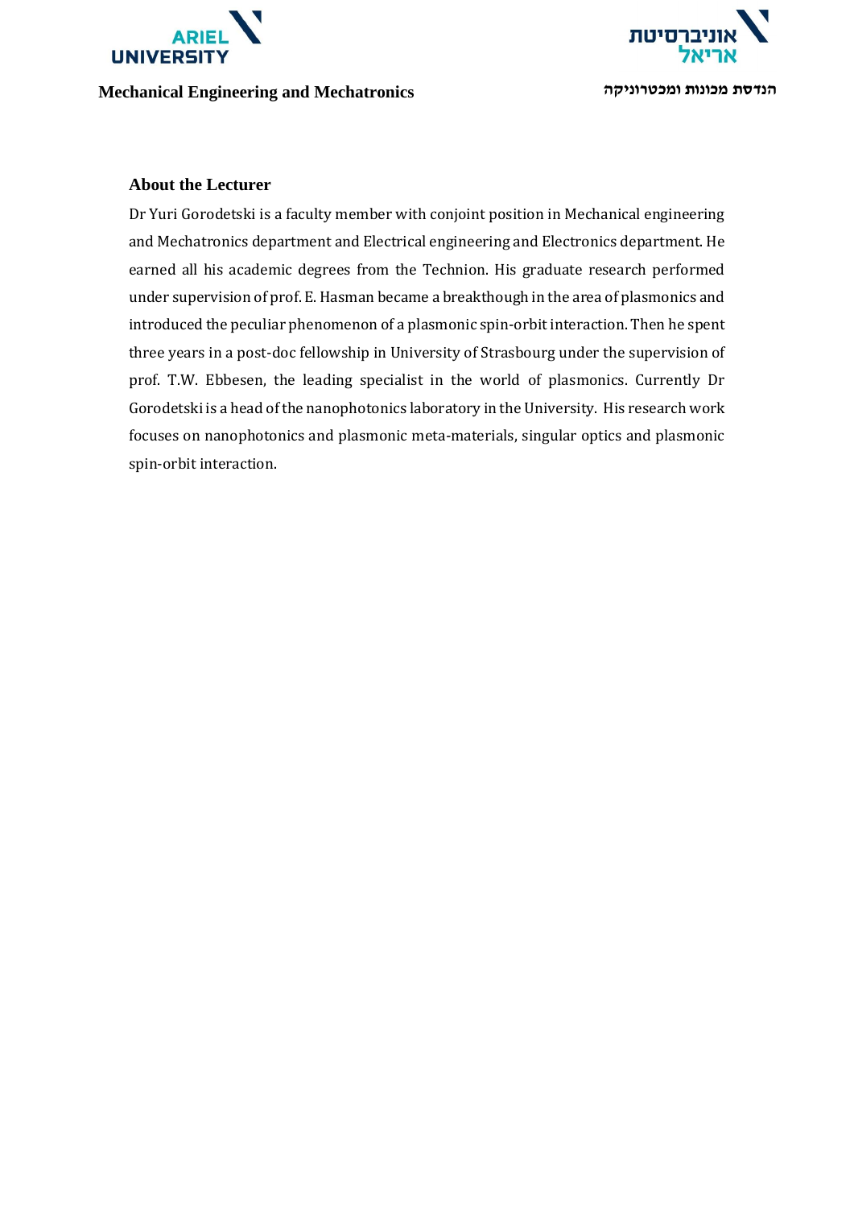## About the Lecturer

Dr Yuri Gorodetski is a faculty member with conjoint position in Mechanical engineering and Mechatronics department and Electrical engineering and Electronics department. He earned all his academic degrees from the Technion. His graduate research performed under supervision of prof. E. Hasman became a breakthough in the area of plasmonics and introduced the peculiar phenomenon of a plasmonic spin-orbit interaction. Then he spent three years in a post-doc fellowship in University of Strasbourg under the supervision of prof. T.W. Ebbesen, the leading specialist in the world of plasmonics. Currently Dr Gorodetski is a head of the nanophotonics laboratory in the University. His research work focuses on nanophotonics and plasmonic meta-materials, singular optics and plasmonic spin-orbit interaction.